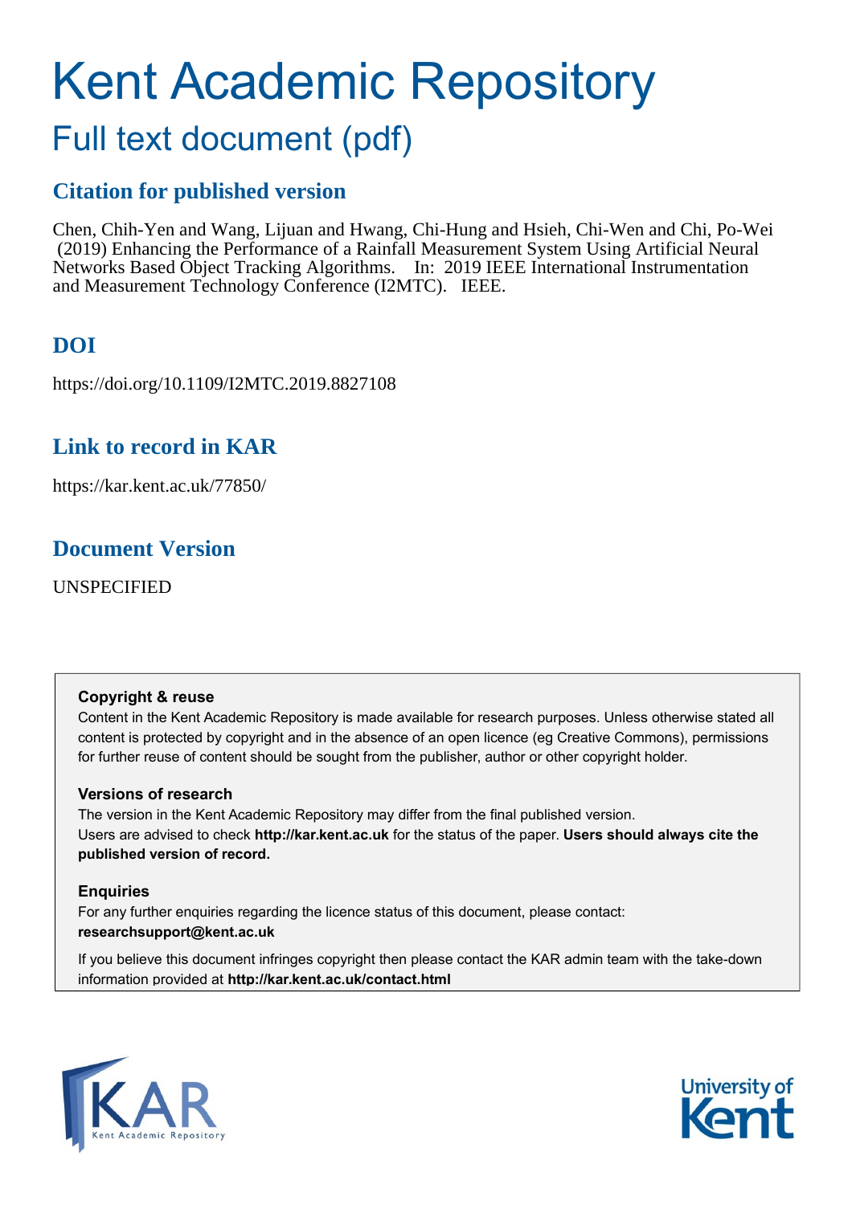# Kent Academic Repository

## Full text document (pdf)

### Citation for published version

Chen, Chih-Yen and Wang, Lijuan and Hwang, Chi-Hung and Hsieh, Chi-Wen and Chi, Po-Wei (2019) Enhancing the Performance of a Rainfall Measurement System Using Artificial Neural Networks Based Object Tracking Algorithms. In: 2019 IEEE International Instrumentation and Measurement Technology Conference (I2MTC). IEEE.

### DOI

https://doi.org/10.1109/I2MTC.2019.8827108

### Link to record in KAR

https://kar.kent.ac.uk/77850/

### Document Version

UNSPECIFIED

**Copyright & reuse**

Content in the Kent Academic Repository is made available for research purposes. Unless otherwise stated all content is protected by copyright and in the absence of an open licence (eg Creative Commons), permissions for further reuse of content should be sought from the publisher, author or other copyright holder.

**Versions of research**

The version in the Kent Academic Repository may differ from the final published version. Users are advised to check **http://kar.kent.ac.uk** for the status of the paper. **Users should always cite the published version of record.**

**Enquiries**

For any further enquiries regarding the licence status of this document, please contact: **researchsupport@kent.ac.uk**

If you believe this document infringes copyright then please contact the KAR admin team with the take-down information provided at **http://kar.kent.ac.uk/contact.html**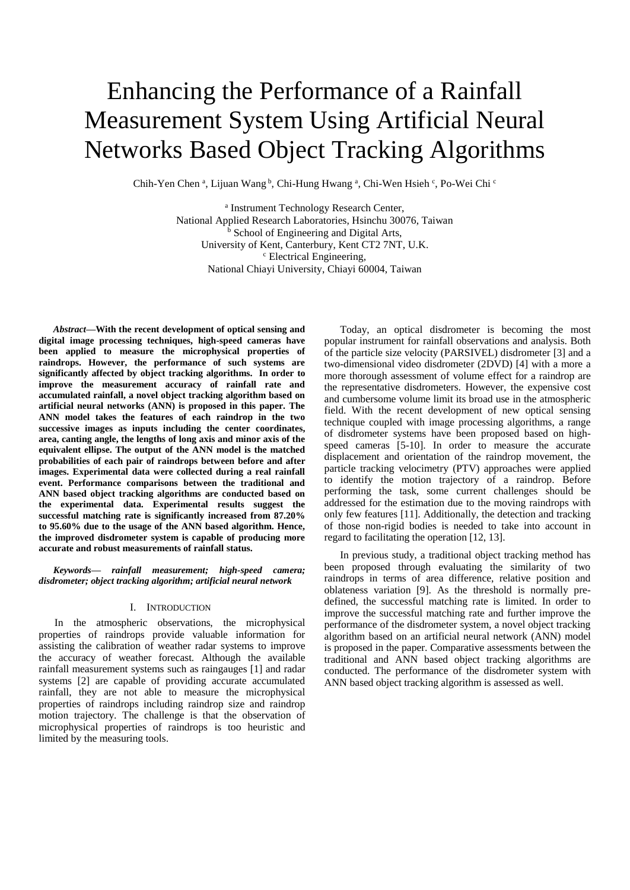# Enhancing the Performance of a Rainfall Measurement System Using Artificial Neural Networks Based Object Tracking Algorithms

Chih-Yen Chen [a], Lijuan Wang [b], Chi-Hung Hwang [a], Chi-Wen Hsieh [c], Po-Wei Chi [c]

[a] Instrument Technology Research Center,
National Applied Research Laboratories, Hsinchu 30076, Taiwan
[b] School of Engineering and Digital Arts,
University of Kent, Canterbury, Kent CT2 7NT, U.K.
[c] Electrical Engineering,
National Chiayi University, Chiayi 60004, Taiwan

***Abstract*—With the recent development of optical sensing and digital image processing techniques, high-speed cameras have been applied to measure the microphysical properties of raindrops. However, the performance of such systems are significantly affected by object tracking algorithms. In order to improve the measurement accuracy of rainfall rate and accumulated rainfall, a novel object tracking algorithm based on artificial neural networks (ANN) is proposed in this paper. The ANN model takes the features of each raindrop in the two successive images as inputs including the center coordinates, area, canting angle, the lengths of long axis and minor axis of the equivalent ellipse. The output of the ANN model is the matched probabilities of each pair of raindrops between before and after images. Experimental data were collected during a real rainfall event. Performance comparisons between the traditional and ANN based object tracking algorithms are conducted based on the experimental data. Experimental results suggest the successful matching rate is significantly increased from 87.20% to 95.60% due to the usage of the ANN based algorithm. Hence, the improved disdrometer system is capable of producing more accurate and robust measurements of rainfall status.**

***Keywords*— *rainfall measurement; high-speed camera; disdrometer; object tracking algorithm; artificial neural network***

## I. Introduction

In the atmospheric observations, the microphysical properties of raindrops provide valuable information for assisting the calibration of weather radar systems to improve the accuracy of weather forecast. Although the available rainfall measurement systems such as raingauges [1] and radar systems [2] are capable of providing accurate accumulated rainfall, they are not able to measure the microphysical properties of raindrops including raindrop size and raindrop motion trajectory. The challenge is that the observation of microphysical properties of raindrops is too heuristic and limited by the measuring tools.

Today, an optical disdrometer is becoming the most popular instrument for rainfall observations and analysis. Both of the particle size velocity (PARSIVEL) disdrometer [3] and a two-dimensional video disdrometer (2DVD) [4] with a more a more thorough assessment of volume effect for a raindrop are the representative disdrometers. However, the expensive cost and cumbersome volume limit its broad use in the atmospheric field. With the recent development of new optical sensing technique coupled with image processing algorithms, a range of disdrometer systems have been proposed based on high-speed cameras [5-10]. In order to measure the accurate displacement and orientation of the raindrop movement, the particle tracking velocimetry (PTV) approaches were applied to identify the motion trajectory of a raindrop. Before performing the task, some current challenges should be addressed for the estimation due to the moving raindrops with only few features [11]. Additionally, the detection and tracking of those non-rigid bodies is needed to take into account in regard to facilitating the operation [12, 13].

In previous study, a traditional object tracking method has been proposed through evaluating the similarity of two raindrops in terms of area difference, relative position and oblateness variation [9]. As the threshold is normally pre-defined, the successful matching rate is limited. In order to improve the successful matching rate and further improve the performance of the disdrometer system, a novel object tracking algorithm based on an artificial neural network (ANN) model is proposed in the paper. Comparative assessments between the traditional and ANN based object tracking algorithms are conducted. The performance of the disdrometer system with ANN based object tracking algorithm is assessed as well.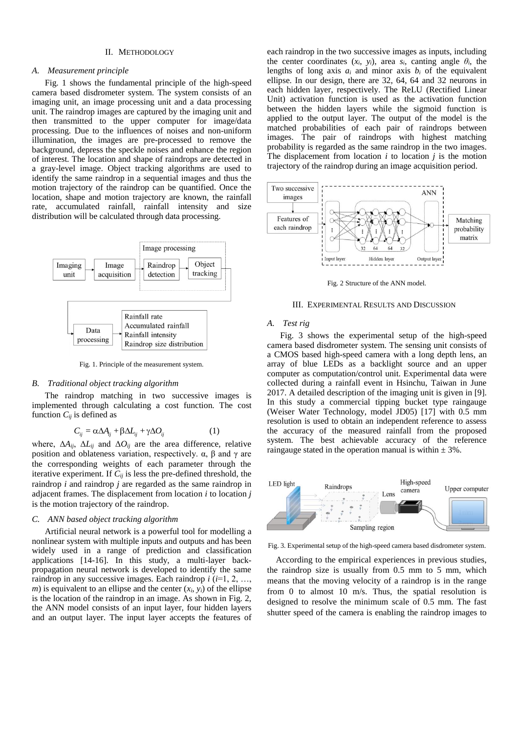## II. METHODOLOGY

### A. Measurement principle

Fig. 1 shows the fundamental principle of the high-speed camera based disdrometer system. The system consists of an imaging unit, an image processing unit and a data processing unit. The raindrop images are captured by the imaging unit and then transmitted to the upper computer for image/data processing. Due to the influences of noises and non-uniform illumination, the images are pre-processed to remove the background, depress the speckle noises and enhance the region of interest. The location and shape of raindrops are detected in a gray-level image. Object tracking algorithms are used to identify the same raindrop in a sequential images and thus the motion trajectory of the raindrop can be quantified. Once the location, shape and motion trajectory are known, the rainfall rate, accumulated rainfall, rainfall intensity and size distribution will be calculated through data processing.

Fig. 1. Principle of the measurement system.

### B. Traditional object tracking algorithm

The raindrop matching in two successive images is implemented through calculating a cost function. The cost function $C_{ij}$ is defined as

$$C_{ij} = \alpha \Delta A_{ij} + \beta \Delta L_{ij} + \gamma \Delta O_{ij} \tag{1}$$

where, $\Delta A_{ij}$, $\Delta L_{ij}$ and $\Delta O_{ij}$ are the area difference, relative position and oblateness variation, respectively. α, β and γ are the corresponding weights of each parameter through the iterative experiment. If $C_{ij}$ is less the pre-defined threshold, the raindrop $i$ and raindrop $j$ are regarded as the same raindrop in adjacent frames. The displacement from location $i$ to location $j$ is the motion trajectory of the raindrop.

### C. ANN based object tracking algorithm

Artificial neural network is a powerful tool for modelling a nonlinear system with multiple inputs and outputs and has been widely used in a range of prediction and classification applications [14-16]. In this study, a multi-layer back-propagation neural network is developed to identify the same raindrop in any successive images. Each raindrop $i$ ($i$=1, 2, …, $m$) is equivalent to an ellipse and the center ($x_i$, $y_i$) of the ellipse is the location of the raindrop in an image. As shown in Fig. 2, the ANN model consists of an input layer, four hidden layers and an output layer. The input layer accepts the features of each raindrop in the two successive images as inputs, including the center coordinates ($x_i$, $y_i$), area $s_i$, canting angle $\theta_i$, the lengths of long axis $a_i$ and minor axis $b_i$ of the equivalent ellipse. In our design, there are 32, 64, 64 and 32 neurons in each hidden layer, respectively. The ReLU (Rectified Linear Unit) activation function is used as the activation function between the hidden layers while the sigmoid function is applied to the output layer. The output of the model is the matched probabilities of each pair of raindrops between images. The pair of raindrops with highest matching probability is regarded as the same raindrop in the two images. The displacement from location $i$ to location $j$ is the motion trajectory of the raindrop during an image acquisition period.

Fig. 2 Structure of the ANN model.

## III. EXPERIMENTAL RESULTS AND DISCUSSION

### A. Test rig

Fig. 3 shows the experimental setup of the high-speed camera based disdrometer system. The sensing unit consists of a CMOS based high-speed camera with a long depth lens, an array of blue LEDs as a backlight source and an upper computer as computation/control unit. Experimental data were collected during a rainfall event in Hsinchu, Taiwan in June 2017. A detailed description of the imaging unit is given in [9]. In this study a commercial tipping bucket type raingauge (Weiser Water Technology, model JD05) [17] with 0.5 mm resolution is used to obtain an independent reference to assess the accuracy of the measured rainfall from the proposed system. The best achievable accuracy of the reference raingauge stated in the operation manual is within ± 3%.

Fig. 3. Experimental setup of the high-speed camera based disdrometer system.

According to the empirical experiences in previous studies, the raindrop size is usually from 0.5 mm to 5 mm, which means that the moving velocity of a raindrop is in the range from 0 to almost 10 m/s. Thus, the spatial resolution is designed to resolve the minimum scale of 0.5 mm. The fast shutter speed of the camera is enabling the raindrop images to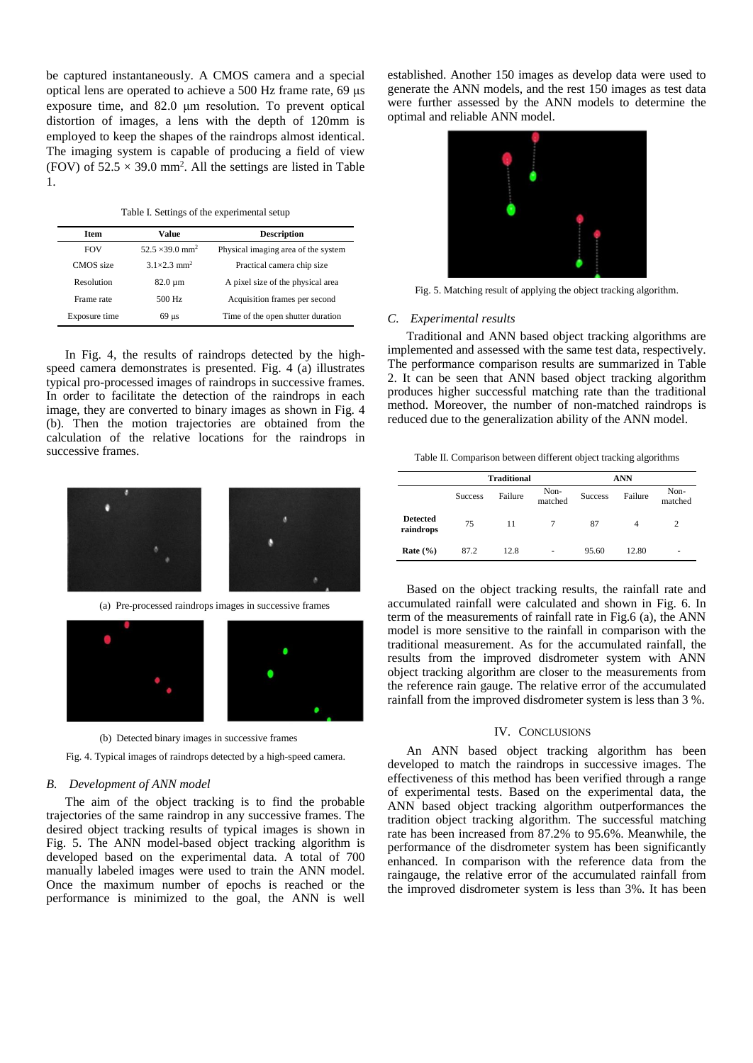be captured instantaneously. A CMOS camera and a special optical lens are operated to achieve a 500 Hz frame rate, 69 µs exposure time, and 82.0 µm resolution. To prevent optical distortion of images, a lens with the depth of 120mm is employed to keep the shapes of the raindrops almost identical. The imaging system is capable of producing a field of view (FOV) of 52.5 × 39.0 mm$^2$. All the settings are listed in Table 1.

Table I. Settings of the experimental setup

| Item | Value | Description |
|---|---|---|
| FOV | 52.5 ×39.0 mm$^2$ | Physical imaging area of the system |
| CMOS size | 3.1×2.3 mm$^2$ | Practical camera chip size |
| Resolution | 82.0 µm | A pixel size of the physical area |
| Frame rate | 500 Hz | Acquisition frames per second |
| Exposure time | 69 µs | Time of the open shutter duration |

In Fig. 4, the results of raindrops detected by the high-speed camera demonstrates is presented. Fig. 4 (a) illustrates typical pro-processed images of raindrops in successive frames. In order to facilitate the detection of the raindrops in each image, they are converted to binary images as shown in Fig. 4 (b). Then the motion trajectories are obtained from the calculation of the relative locations for the raindrops in successive frames.

(a) Pre-processed raindrops images in successive frames

(b) Detected binary images in successive frames

Fig. 4. Typical images of raindrops detected by a high-speed camera.

### B. *Development of ANN model*

The aim of the object tracking is to find the probable trajectories of the same raindrop in any successive frames. The desired object tracking results of typical images is shown in Fig. 5. The ANN model-based object tracking algorithm is developed based on the experimental data. A total of 700 manually labeled images were used to train the ANN model. Once the maximum number of epochs is reached or the performance is minimized to the goal, the ANN is well established. Another 150 images as develop data were used to generate the ANN models, and the rest 150 images as test data were further assessed by the ANN models to determine the optimal and reliable ANN model.

Fig. 5. Matching result of applying the object tracking algorithm.

### C. *Experimental results*

Traditional and ANN based object tracking algorithms are implemented and assessed with the same test data, respectively. The performance comparison results are summarized in Table 2. It can be seen that ANN based object tracking algorithm produces higher successful matching rate than the traditional method. Moreover, the number of non-matched raindrops is reduced due to the generalization ability of the ANN model.

Table II. Comparison between different object tracking algorithms

| | **Traditional** | | | **ANN** | | |
|---|---|---|---|---|---|---|
| | Success | Failure | Non-matched | Success | Failure | Non-matched |
| **Detected raindrops** | 75 | 11 | 7 | 87 | 4 | 2 |
| **Rate (%)** | 87.2 | 12.8 | - | 95.60 | 12.80 | - |

Based on the object tracking results, the rainfall rate and accumulated rainfall were calculated and shown in Fig. 6. In term of the measurements of rainfall rate in Fig.6 (a), the ANN model is more sensitive to the rainfall in comparison with the traditional measurement. As for the accumulated rainfall, the results from the improved disdrometer system with ANN object tracking algorithm are closer to the measurements from the reference rain gauge. The relative error of the accumulated rainfall from the improved disdrometer system is less than 3 %.

## IV. Conclusions

An ANN based object tracking algorithm has been developed to match the raindrops in successive images. The effectiveness of this method has been verified through a range of experimental tests. Based on the experimental data, the ANN based object tracking algorithm outperformances the tradition object tracking algorithm. The successful matching rate has been increased from 87.2% to 95.6%. Meanwhile, the performance of the disdrometer system has been significantly enhanced. In comparison with the reference data from the raingauge, the relative error of the accumulated rainfall from the improved disdrometer system is less than 3%. It has been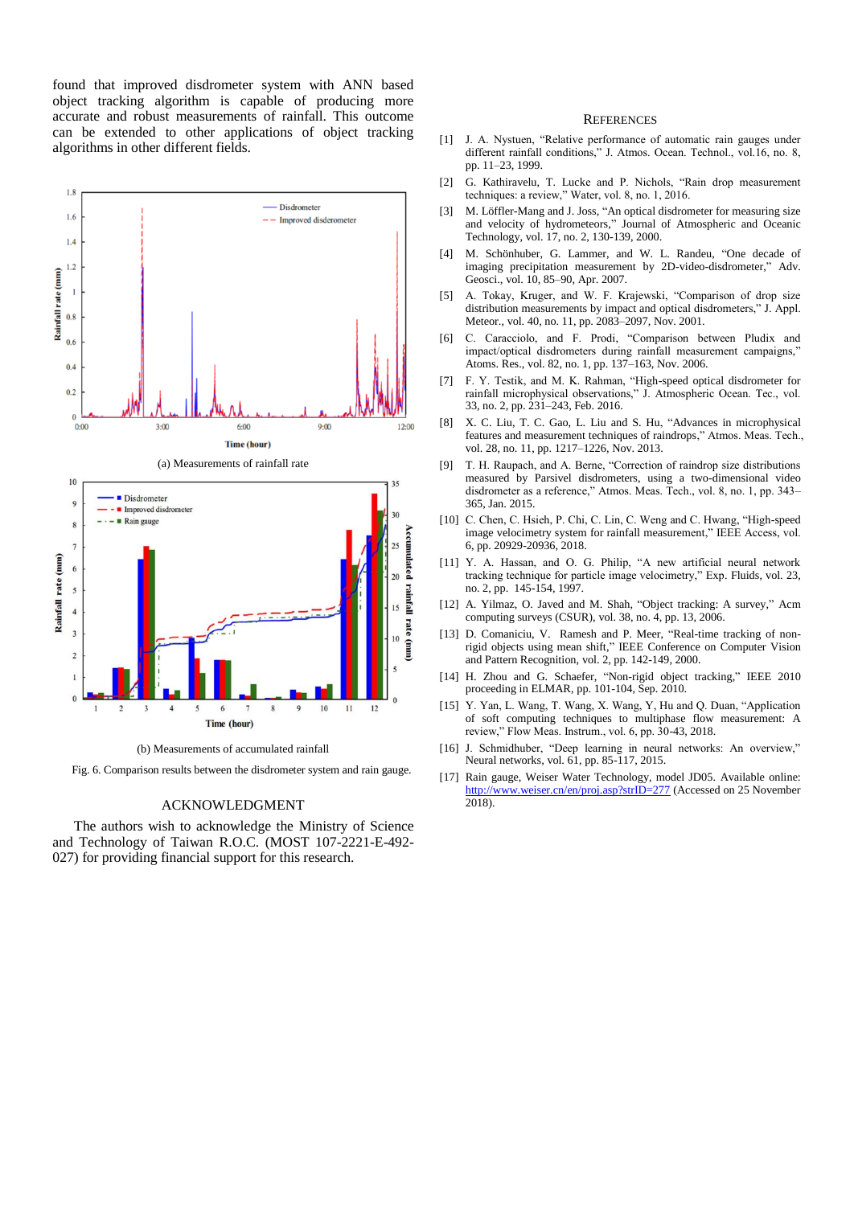found that improved disdrometer system with ANN based object tracking algorithm is capable of producing more accurate and robust measurements of rainfall. This outcome can be extended to other applications of object tracking algorithms in other different fields.

1.8
1.6
1.4
1.2
1
0.8
0.6
0.4
0.2
0
Rainfall rate (mm)
0:00
3:00
6:00
9:00
12:00
Time (hour)
Disdrometer
Improved disderometer

(a) Measurements of rainfall rate

10
9
8
7
6
5
4
3
2
1
0
Rainfall rate (mm)
1 2 3 4 5 6 7 8 9 10 11 12
Time (hour)
35
30
25
20
15
10
5
0
Accumulated rainfall rate (mm)
Disdrometer
Improved disdrometer
Rain gauge

(b) Measurements of accumulated rainfall

Fig. 6. Comparison results between the disdrometer system and rain gauge.

## ACKNOWLEDGMENT

The authors wish to acknowledge the Ministry of Science and Technology of Taiwan R.O.C. (MOST 107-2221-E-492-027) for providing financial support for this research.

## REFERENCES

[1] J. A. Nystuen, "Relative performance of automatic rain gauges under different rainfall conditions," J. Atmos. Ocean. Technol., vol.16, no. 8, pp. 11–23, 1999.

[2] G. Kathiravelu, T. Lucke and P. Nichols, "Rain drop measurement techniques: a review," Water, vol. 8, no. 1, 2016.

[3] M. Löffler-Mang and J. Joss, "An optical disdrometer for measuring size and velocity of hydrometeors," Journal of Atmospheric and Oceanic Technology, vol. 17, no. 2, 130-139, 2000.

[4] M. Schönhuber, G. Lammer, and W. L. Randeu, "One decade of imaging precipitation measurement by 2D-video-disdrometer," Adv. Geosci., vol. 10, 85–90, Apr. 2007.

[5] A. Tokay, Kruger, and W. F. Krajewski, "Comparison of drop size distribution measurements by impact and optical disdrometers," J. Appl. Meteor., vol. 40, no. 11, pp. 2083–2097, Nov. 2001.

[6] C. Caracciolo, and F. Prodi, "Comparison between Pludix and impact/optical disdrometers during rainfall measurement campaigns," Atoms. Res., vol. 82, no. 1, pp. 137–163, Nov. 2006.

[7] F. Y. Testik, and M. K. Rahman, "High-speed optical disdrometer for rainfall microphysical observations," J. Atmospheric Ocean. Tec., vol. 33, no. 2, pp. 231–243, Feb. 2016.

[8] X. C. Liu, T. C. Gao, L. Liu and S. Hu, "Advances in microphysical features and measurement techniques of raindrops," Atmos. Meas. Tech., vol. 28, no. 11, pp. 1217–1226, Nov. 2013.

[9] T. H. Raupach, and A. Berne, "Correction of raindrop size distributions measured by Parsivel disdrometers, using a two-dimensional video disdrometer as a reference," Atmos. Meas. Tech., vol. 8, no. 1, pp. 343–365, Jan. 2015.

[10] C. Chen, C. Hsieh, P. Chi, C. Lin, C. Weng and C. Hwang, "High-speed image velocimetry system for rainfall measurement," IEEE Access, vol. 6, pp. 20929-20936, 2018.

[11] Y. A. Hassan, and O. G. Philip, "A new artificial neural network tracking technique for particle image velocimetry," Exp. Fluids, vol. 23, no. 2, pp. 145-154, 1997.

[12] A. Yilmaz, O. Javed and M. Shah, "Object tracking: A survey," Acm computing surveys (CSUR), vol. 38, no. 4, pp. 13, 2006.

[13] D. Comaniciu, V. Ramesh and P. Meer, "Real-time tracking of non-rigid objects using mean shift," IEEE Conference on Computer Vision and Pattern Recognition, vol. 2, pp. 142-149, 2000.

[14] H. Zhou and G. Schaefer, "Non-rigid object tracking," IEEE 2010 proceeding in ELMAR, pp. 101-104, Sep. 2010.

[15] Y. Yan, L. Wang, T. Wang, X. Wang, Y, Hu and Q. Duan, "Application of soft computing techniques to multiphase flow measurement: A review," Flow Meas. Instrum., vol. 6, pp. 30-43, 2018.

[16] J. Schmidhuber, "Deep learning in neural networks: An overview," Neural networks, vol. 61, pp. 85-117, 2015.

[17] Rain gauge, Weiser Water Technology, model JD05. Available online: http://www.weiser.cn/en/proj.asp?strID=277 (Accessed on 25 November 2018).